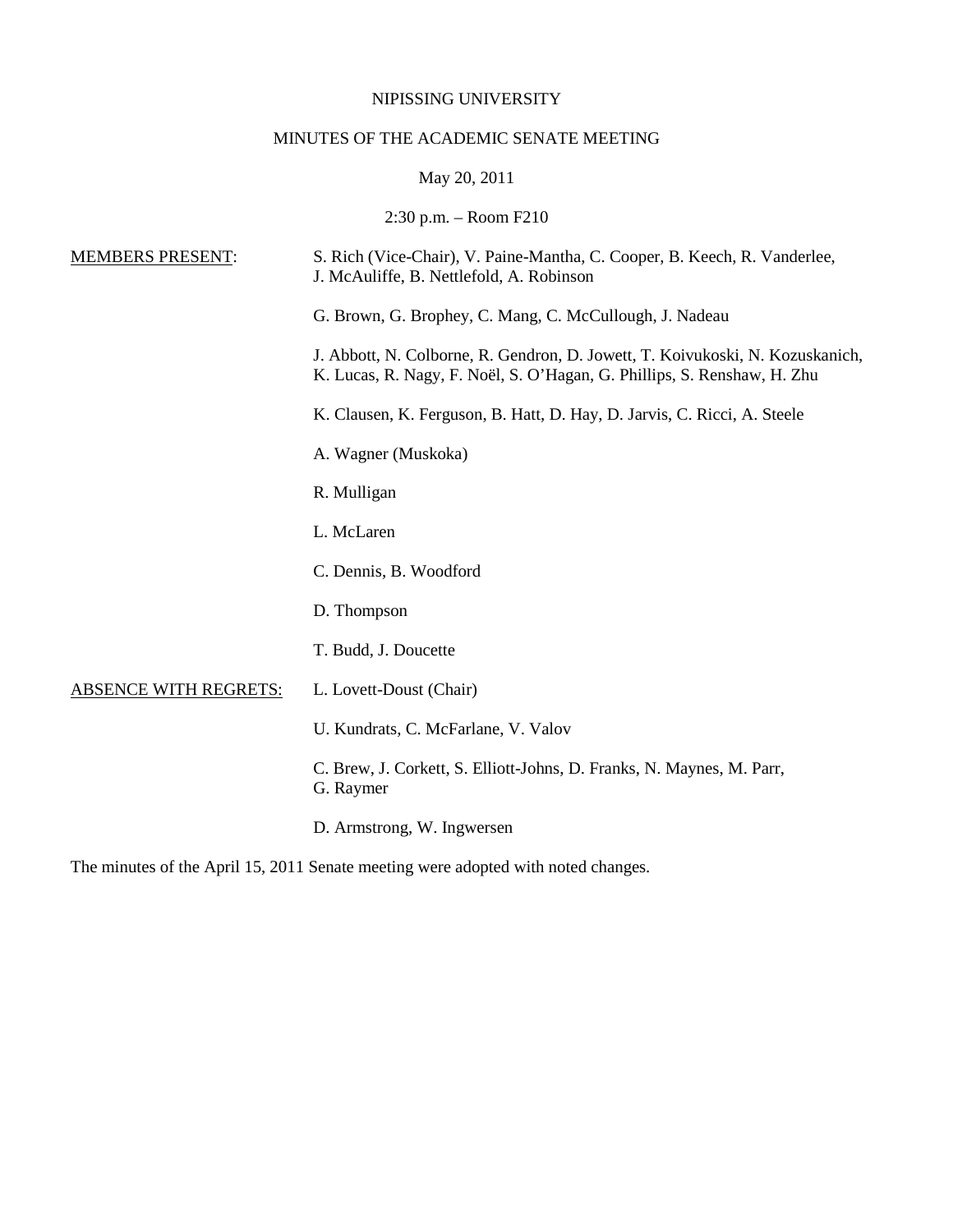NIPISSING UNIVERSITY

MINUTES OF THE ACADEMIC SENATE MEETING

May 20, 2011

2:30 p.m. – Room F210

MEMBERS PRESENT:

S. Rich (Vice-Chair), V. Paine-Mantha, C. Cooper, B. Keech, R. Vanderlee, J. McAuliffe, B. Nettlefold, A. Robinson

G. Brown, G. Brophey, C. Mang, C. McCullough, J. Nadeau

J. Abbott, N. Colborne, R. Gendron, D. Jowett, T. Koivukoski, N. Kozuskanich, K. Lucas, R. Nagy, F. Noël, S. O'Hagan, G. Phillips, S. Renshaw, H. Zhu

K. Clausen, K. Ferguson, B. Hatt, D. Hay, D. Jarvis, C. Ricci, A. Steele

A. Wagner (Muskoka)

R. Mulligan

L. McLaren

C. Dennis, B. Woodford

D. Thompson

T. Budd, J. Doucette

ABSENCE WITH REGRETS:

L. Lovett-Doust (Chair)

U. Kundrats, C. McFarlane, V. Valov

C. Brew, J. Corkett, S. Elliott-Johns, D. Franks, N. Maynes, M. Parr, G. Raymer

D. Armstrong, W. Ingwersen

The minutes of the April 15, 2011 Senate meeting were adopted with noted changes.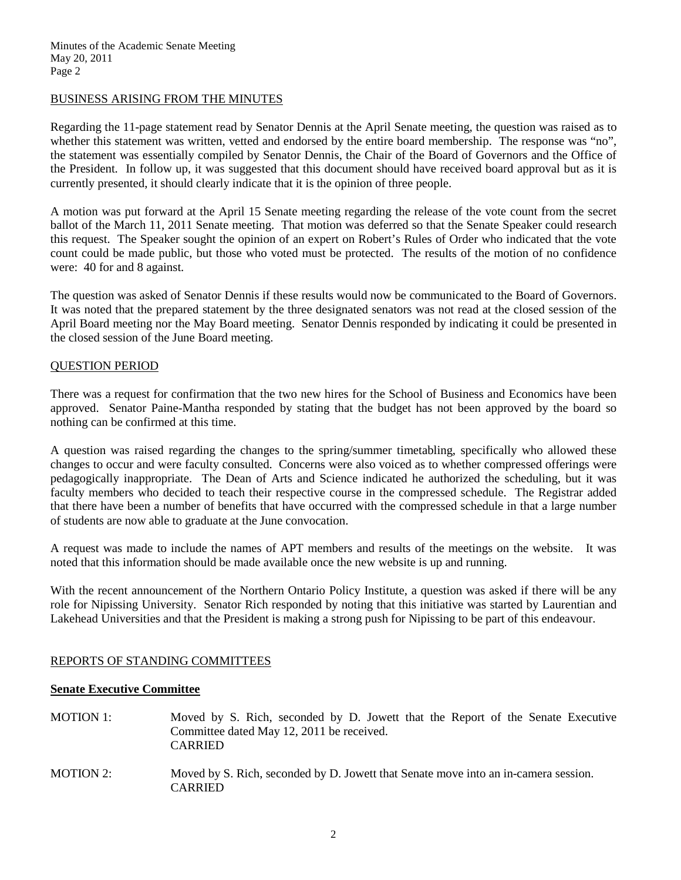## BUSINESS ARISING FROM THE MINUTES

Regarding the 11-page statement read by Senator Dennis at the April Senate meeting, the question was raised as to whether this statement was written, vetted and endorsed by the entire board membership. The response was "no", the statement was essentially compiled by Senator Dennis, the Chair of the Board of Governors and the Office of the President. In follow up, it was suggested that this document should have received board approval but as it is currently presented, it should clearly indicate that it is the opinion of three people.

A motion was put forward at the April 15 Senate meeting regarding the release of the vote count from the secret ballot of the March 11, 2011 Senate meeting. That motion was deferred so that the Senate Speaker could research this request. The Speaker sought the opinion of an expert on Robert's Rules of Order who indicated that the vote count could be made public, but those who voted must be protected. The results of the motion of no confidence were: 40 for and 8 against.

The question was asked of Senator Dennis if these results would now be communicated to the Board of Governors. It was noted that the prepared statement by the three designated senators was not read at the closed session of the April Board meeting nor the May Board meeting. Senator Dennis responded by indicating it could be presented in the closed session of the June Board meeting.

## QUESTION PERIOD

There was a request for confirmation that the two new hires for the School of Business and Economics have been approved. Senator Paine-Mantha responded by stating that the budget has not been approved by the board so nothing can be confirmed at this time.

A question was raised regarding the changes to the spring/summer timetabling, specifically who allowed these changes to occur and were faculty consulted. Concerns were also voiced as to whether compressed offerings were pedagogically inappropriate. The Dean of Arts and Science indicated he authorized the scheduling, but it was faculty members who decided to teach their respective course in the compressed schedule. The Registrar added that there have been a number of benefits that have occurred with the compressed schedule in that a large number of students are now able to graduate at the June convocation.

A request was made to include the names of APT members and results of the meetings on the website. It was noted that this information should be made available once the new website is up and running.

With the recent announcement of the Northern Ontario Policy Institute, a question was asked if there will be any role for Nipissing University. Senator Rich responded by noting that this initiative was started by Laurentian and Lakehead Universities and that the President is making a strong push for Nipissing to be part of this endeavour.

## REPORTS OF STANDING COMMITTEES

### Senate Executive Committee

MOTION 1: Moved by S. Rich, seconded by D. Jowett that the Report of the Senate Executive Committee dated May 12, 2011 be received.
CARRIED

MOTION 2: Moved by S. Rich, seconded by D. Jowett that Senate move into an in-camera session.
CARRIED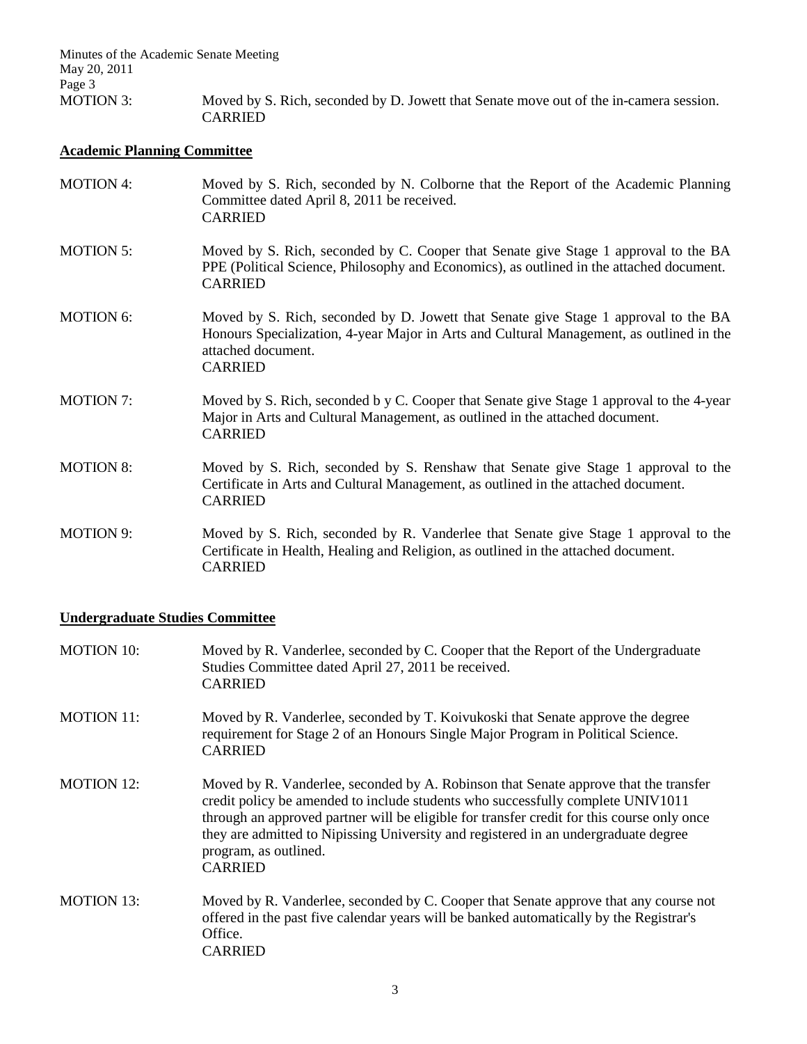MOTION 3: Moved by S. Rich, seconded by D. Jowett that Senate move out of the in-camera session.
CARRIED

## Academic Planning Committee

MOTION 4: Moved by S. Rich, seconded by N. Colborne that the Report of the Academic Planning Committee dated April 8, 2011 be received.
CARRIED

MOTION 5: Moved by S. Rich, seconded by C. Cooper that Senate give Stage 1 approval to the BA PPE (Political Science, Philosophy and Economics), as outlined in the attached document.
CARRIED

MOTION 6: Moved by S. Rich, seconded by D. Jowett that Senate give Stage 1 approval to the BA Honours Specialization, 4-year Major in Arts and Cultural Management, as outlined in the attached document.
CARRIED

MOTION 7: Moved by S. Rich, seconded b y C. Cooper that Senate give Stage 1 approval to the 4-year Major in Arts and Cultural Management, as outlined in the attached document.
CARRIED

MOTION 8: Moved by S. Rich, seconded by S. Renshaw that Senate give Stage 1 approval to the Certificate in Arts and Cultural Management, as outlined in the attached document.
CARRIED

MOTION 9: Moved by S. Rich, seconded by R. Vanderlee that Senate give Stage 1 approval to the Certificate in Health, Healing and Religion, as outlined in the attached document.
CARRIED

## Undergraduate Studies Committee

MOTION 10: Moved by R. Vanderlee, seconded by C. Cooper that the Report of the Undergraduate Studies Committee dated April 27, 2011 be received.
CARRIED

MOTION 11: Moved by R. Vanderlee, seconded by T. Koivukoski that Senate approve the degree requirement for Stage 2 of an Honours Single Major Program in Political Science.
CARRIED

MOTION 12: Moved by R. Vanderlee, seconded by A. Robinson that Senate approve that the transfer credit policy be amended to include students who successfully complete UNIV1011 through an approved partner will be eligible for transfer credit for this course only once they are admitted to Nipissing University and registered in an undergraduate degree program, as outlined.
CARRIED

MOTION 13: Moved by R. Vanderlee, seconded by C. Cooper that Senate approve that any course not offered in the past five calendar years will be banked automatically by the Registrar's Office.
CARRIED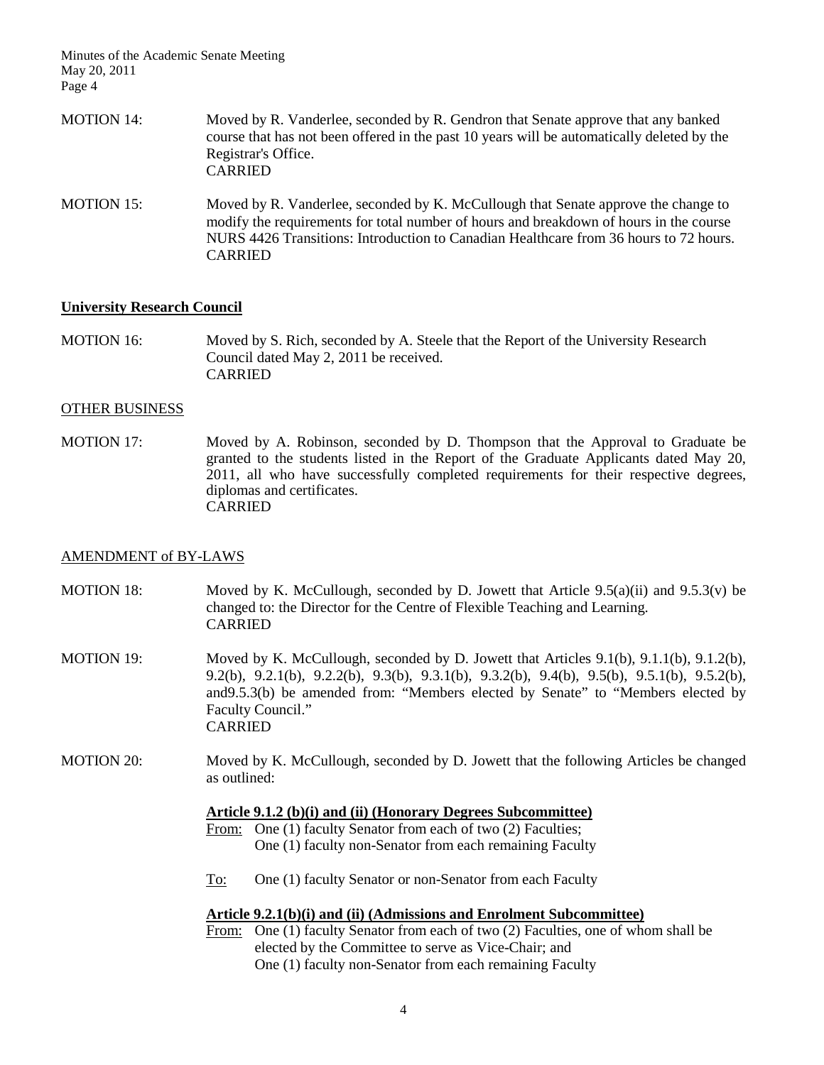MOTION 14: Moved by R. Vanderlee, seconded by R. Gendron that Senate approve that any banked course that has not been offered in the past 10 years will be automatically deleted by the Registrar's Office.
CARRIED

MOTION 15: Moved by R. Vanderlee, seconded by K. McCullough that Senate approve the change to modify the requirements for total number of hours and breakdown of hours in the course NURS 4426 Transitions: Introduction to Canadian Healthcare from 36 hours to 72 hours.
CARRIED

## University Research Council

MOTION 16: Moved by S. Rich, seconded by A. Steele that the Report of the University Research Council dated May 2, 2011 be received.
CARRIED

## OTHER BUSINESS

MOTION 17: Moved by A. Robinson, seconded by D. Thompson that the Approval to Graduate be granted to the students listed in the Report of the Graduate Applicants dated May 20, 2011, all who have successfully completed requirements for their respective degrees, diplomas and certificates.
CARRIED

## AMENDMENT of BY-LAWS

MOTION 18: Moved by K. McCullough, seconded by D. Jowett that Article 9.5(a)(ii) and 9.5.3(v) be changed to: the Director for the Centre of Flexible Teaching and Learning.
CARRIED

MOTION 19: Moved by K. McCullough, seconded by D. Jowett that Articles 9.1(b), 9.1.1(b), 9.1.2(b), 9.2(b), 9.2.1(b), 9.2.2(b), 9.3(b), 9.3.1(b), 9.3.2(b), 9.4(b), 9.5(b), 9.5.1(b), 9.5.2(b), and9.5.3(b) be amended from: "Members elected by Senate" to "Members elected by Faculty Council."
CARRIED

MOTION 20: Moved by K. McCullough, seconded by D. Jowett that the following Articles be changed as outlined:

**Article 9.1.2 (b)(i) and (ii) (Honorary Degrees Subcommittee)**

From: One (1) faculty Senator from each of two (2) Faculties;
One (1) faculty non-Senator from each remaining Faculty

To: One (1) faculty Senator or non-Senator from each Faculty

**Article 9.2.1(b)(i) and (ii) (Admissions and Enrolment Subcommittee)**

From: One (1) faculty Senator from each of two (2) Faculties, one of whom shall be elected by the Committee to serve as Vice-Chair; and
One (1) faculty non-Senator from each remaining Faculty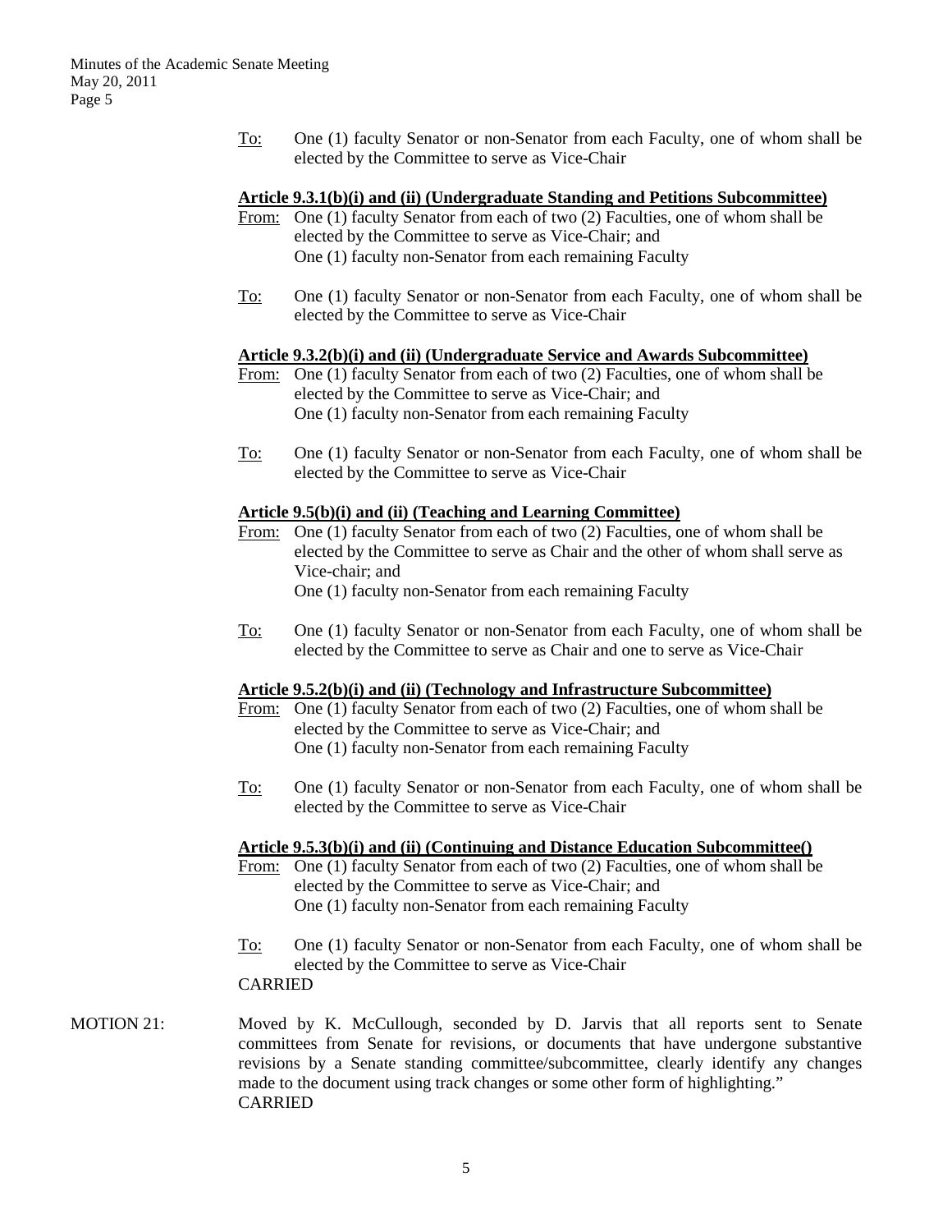To: One (1) faculty Senator or non-Senator from each Faculty, one of whom shall be elected by the Committee to serve as Vice-Chair

**Article 9.3.1(b)(i) and (ii) (Undergraduate Standing and Petitions Subcommittee)**

From: One (1) faculty Senator from each of two (2) Faculties, one of whom shall be elected by the Committee to serve as Vice-Chair; and
One (1) faculty non-Senator from each remaining Faculty

To: One (1) faculty Senator or non-Senator from each Faculty, one of whom shall be elected by the Committee to serve as Vice-Chair

**Article 9.3.2(b)(i) and (ii) (Undergraduate Service and Awards Subcommittee)**

From: One (1) faculty Senator from each of two (2) Faculties, one of whom shall be elected by the Committee to serve as Vice-Chair; and
One (1) faculty non-Senator from each remaining Faculty

To: One (1) faculty Senator or non-Senator from each Faculty, one of whom shall be elected by the Committee to serve as Vice-Chair

**Article 9.5(b)(i) and (ii) (Teaching and Learning Committee)**

From: One (1) faculty Senator from each of two (2) Faculties, one of whom shall be elected by the Committee to serve as Chair and the other of whom shall serve as Vice-chair; and
One (1) faculty non-Senator from each remaining Faculty

To: One (1) faculty Senator or non-Senator from each Faculty, one of whom shall be elected by the Committee to serve as Chair and one to serve as Vice-Chair

**Article 9.5.2(b)(i) and (ii) (Technology and Infrastructure Subcommittee)**

From: One (1) faculty Senator from each of two (2) Faculties, one of whom shall be elected by the Committee to serve as Vice-Chair; and
One (1) faculty non-Senator from each remaining Faculty

To: One (1) faculty Senator or non-Senator from each Faculty, one of whom shall be elected by the Committee to serve as Vice-Chair

**Article 9.5.3(b)(i) and (ii) (Continuing and Distance Education Subcommittee()**

From: One (1) faculty Senator from each of two (2) Faculties, one of whom shall be elected by the Committee to serve as Vice-Chair; and
One (1) faculty non-Senator from each remaining Faculty

To: One (1) faculty Senator or non-Senator from each Faculty, one of whom shall be elected by the Committee to serve as Vice-Chair

CARRIED

MOTION 21: Moved by K. McCullough, seconded by D. Jarvis that all reports sent to Senate committees from Senate for revisions, or documents that have undergone substantive revisions by a Senate standing committee/subcommittee, clearly identify any changes made to the document using track changes or some other form of highlighting."

CARRIED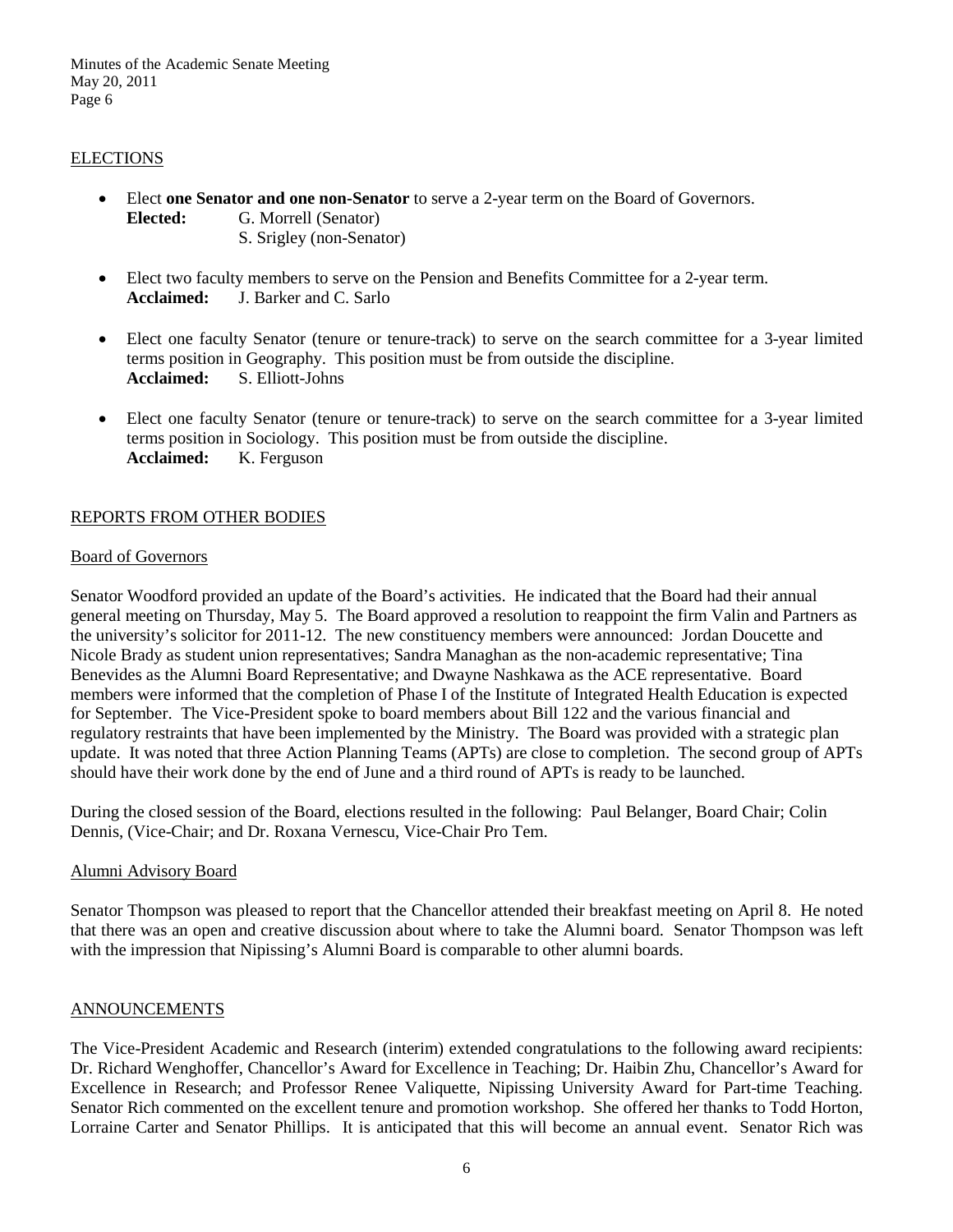## ELECTIONS

- Elect **one Senator and one non-Senator** to serve a 2-year term on the Board of Governors.
  **Elected:** G. Morrell (Senator)
  S. Srigley (non-Senator)

- Elect two faculty members to serve on the Pension and Benefits Committee for a 2-year term.
  **Acclaimed:** J. Barker and C. Sarlo

- Elect one faculty Senator (tenure or tenure-track) to serve on the search committee for a 3-year limited terms position in Geography. This position must be from outside the discipline.
  **Acclaimed:** S. Elliott-Johns

- Elect one faculty Senator (tenure or tenure-track) to serve on the search committee for a 3-year limited terms position in Sociology. This position must be from outside the discipline.
  **Acclaimed:** K. Ferguson

## REPORTS FROM OTHER BODIES

### Board of Governors

Senator Woodford provided an update of the Board's activities. He indicated that the Board had their annual general meeting on Thursday, May 5. The Board approved a resolution to reappoint the firm Valin and Partners as the university's solicitor for 2011-12. The new constituency members were announced: Jordan Doucette and Nicole Brady as student union representatives; Sandra Managhan as the non-academic representative; Tina Benevides as the Alumni Board Representative; and Dwayne Nashkawa as the ACE representative. Board members were informed that the completion of Phase I of the Institute of Integrated Health Education is expected for September. The Vice-President spoke to board members about Bill 122 and the various financial and regulatory restraints that have been implemented by the Ministry. The Board was provided with a strategic plan update. It was noted that three Action Planning Teams (APTs) are close to completion. The second group of APTs should have their work done by the end of June and a third round of APTs is ready to be launched.

During the closed session of the Board, elections resulted in the following: Paul Belanger, Board Chair; Colin Dennis, (Vice-Chair; and Dr. Roxana Vernescu, Vice-Chair Pro Tem.

### Alumni Advisory Board

Senator Thompson was pleased to report that the Chancellor attended their breakfast meeting on April 8. He noted that there was an open and creative discussion about where to take the Alumni board. Senator Thompson was left with the impression that Nipissing's Alumni Board is comparable to other alumni boards.

## ANNOUNCEMENTS

The Vice-President Academic and Research (interim) extended congratulations to the following award recipients: Dr. Richard Wenghoffer, Chancellor's Award for Excellence in Teaching; Dr. Haibin Zhu, Chancellor's Award for Excellence in Research; and Professor Renee Valiquette, Nipissing University Award for Part-time Teaching. Senator Rich commented on the excellent tenure and promotion workshop. She offered her thanks to Todd Horton, Lorraine Carter and Senator Phillips. It is anticipated that this will become an annual event. Senator Rich was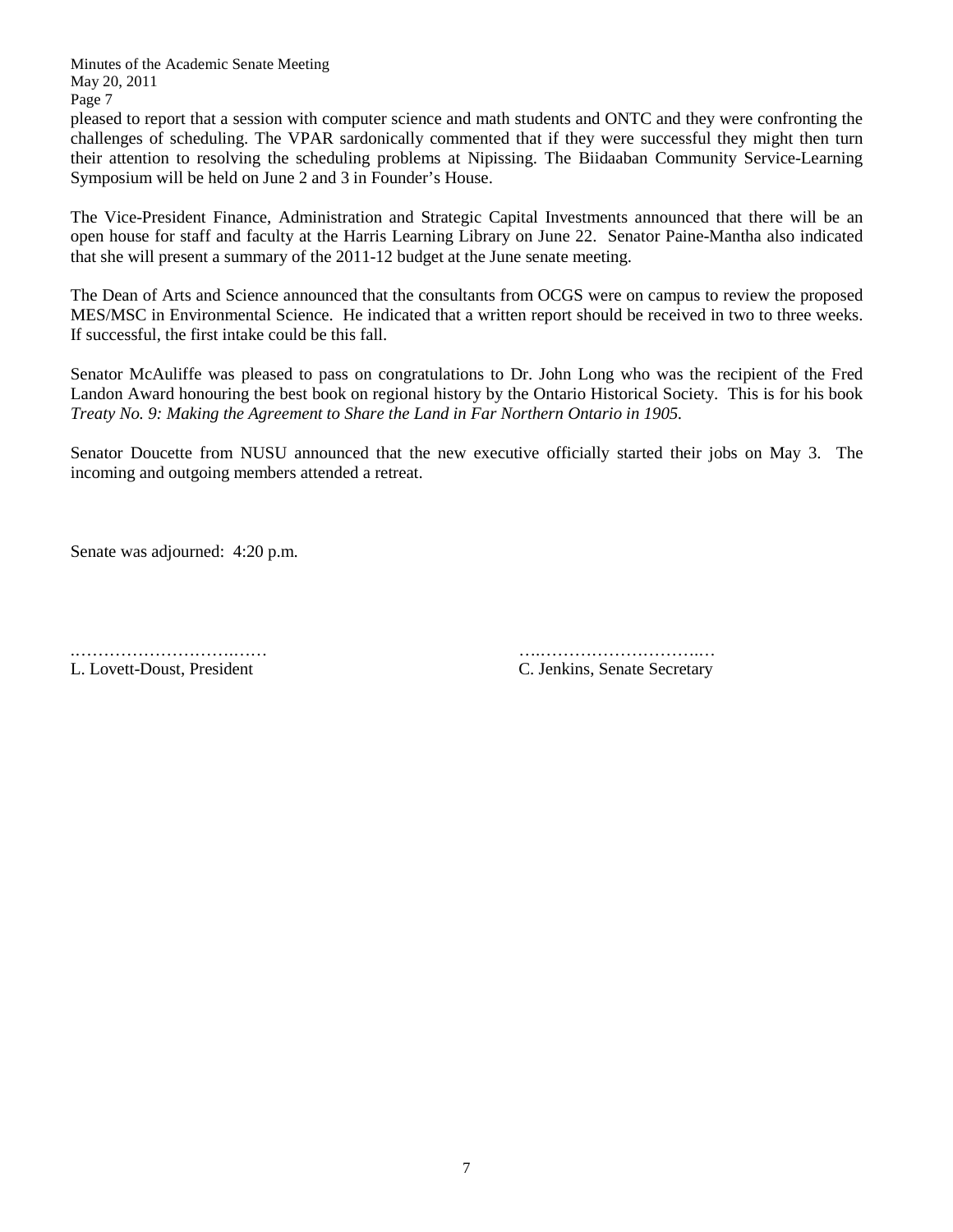pleased to report that a session with computer science and math students and ONTC and they were confronting the challenges of scheduling. The VPAR sardonically commented that if they were successful they might then turn their attention to resolving the scheduling problems at Nipissing. The Biidaaban Community Service-Learning Symposium will be held on June 2 and 3 in Founder's House.

The Vice-President Finance, Administration and Strategic Capital Investments announced that there will be an open house for staff and faculty at the Harris Learning Library on June 22. Senator Paine-Mantha also indicated that she will present a summary of the 2011-12 budget at the June senate meeting.

The Dean of Arts and Science announced that the consultants from OCGS were on campus to review the proposed MES/MSC in Environmental Science. He indicated that a written report should be received in two to three weeks. If successful, the first intake could be this fall.

Senator McAuliffe was pleased to pass on congratulations to Dr. John Long who was the recipient of the Fred Landon Award honouring the best book on regional history by the Ontario Historical Society. This is for his book *Treaty No. 9: Making the Agreement to Share the Land in Far Northern Ontario in 1905.*

Senator Doucette from NUSU announced that the new executive officially started their jobs on May 3. The incoming and outgoing members attended a retreat.

Senate was adjourned: 4:20 p.m.

……………………………… L. Lovett-Doust, President

……………………………… C. Jenkins, Senate Secretary